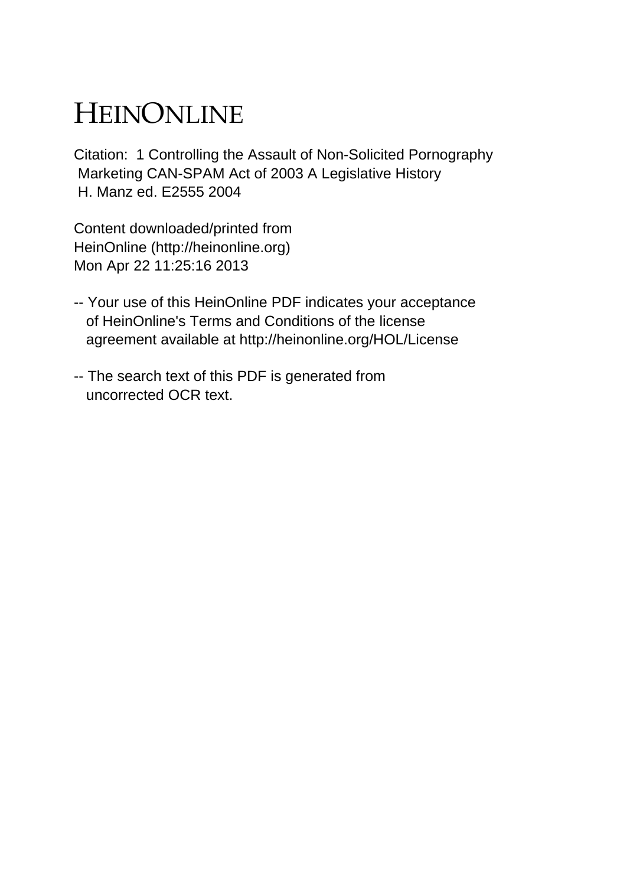# HEINONLINE

Citation: 1 Controlling the Assault of Non-Solicited Pornography Marketing CAN-SPAM Act of 2003 A Legislative History H. Manz ed. E2555 2004

Content downloaded/printed from HeinOnline (http://heinonline.org) Mon Apr 22 11:25:16 2013

-- Your use of this HeinOnline PDF indicates your acceptance of HeinOnline's Terms and Conditions of the license agreement available at http://heinonline.org/HOL/License

-- The search text of this PDF is generated from uncorrected OCR text.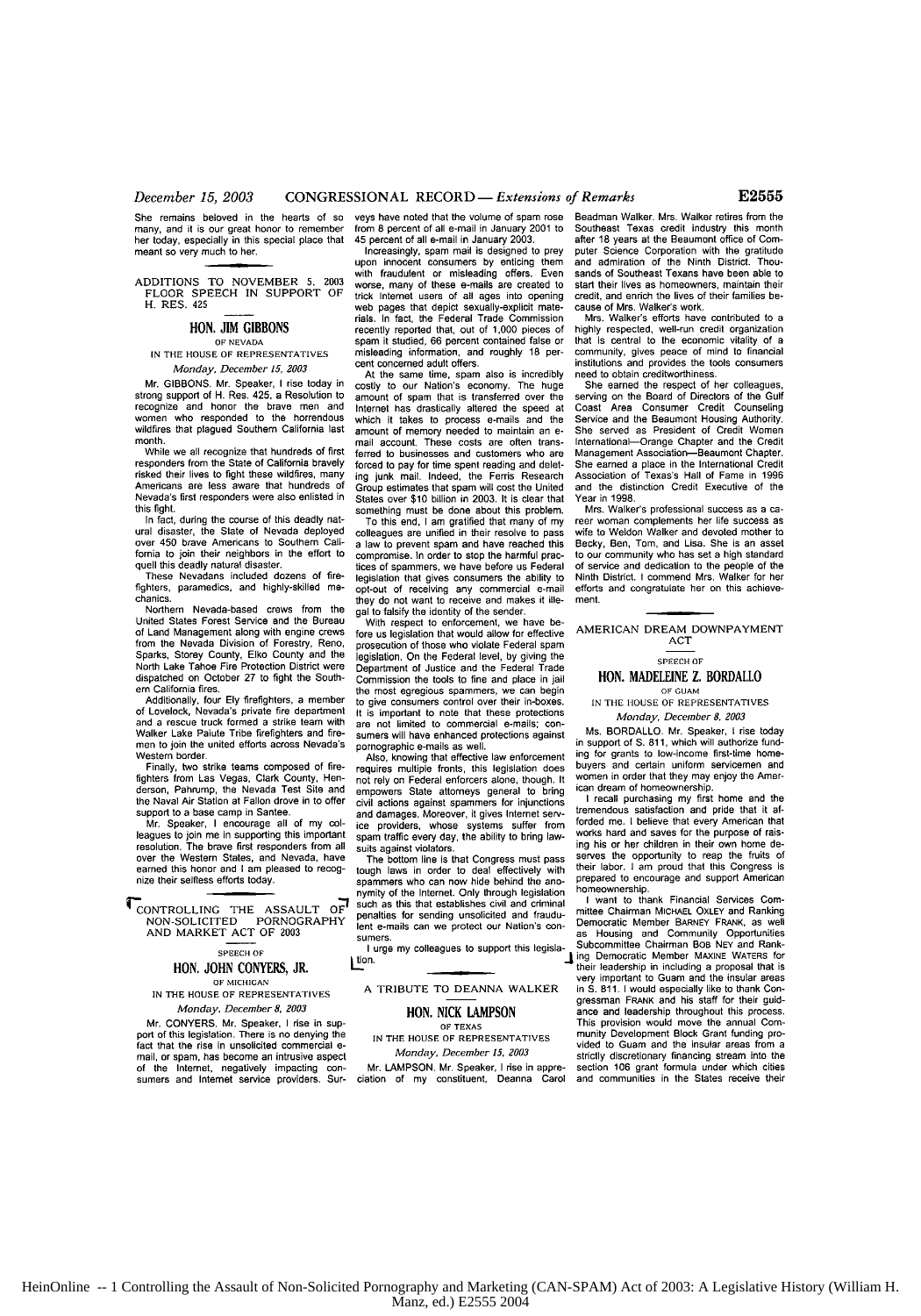She remains beloved in the hearts of so many, and it is our great honor to remember her today, especially in this special place that meant so very much to her.

## ADDITIONS TO NOVEMBER 5, 2003 FLOOR SPEECH IN SUPPORT OF H. RES. 425

### HON. JIM GIBBONS
OF NEVADA
IN THE HOUSE OF REPRESENTATIVES
*Monday, December 15, 2003*

Mr. GIBBONS. Mr. Speaker, I rise today in strong support of H. Res. 425, a Resolution to recognize and honor the brave men and women who responded to the horrendous wildfires that plagued Southern California last month.

While we all recognize that hundreds of first responders from the State of California bravely risked their lives to fight these wildfires, many Americans are less aware that hundreds of Nevada's first responders were also enlisted in this fight.

In fact, during the course of this deadly natural disaster, the State of Nevada deployed over 450 brave Americans to Southern California to join their neighbors in the effort to quell this deadly natural disaster.

These Nevadans included dozens of firefighters, paramedics, and highly-skilled mechanics.

Northern Nevada-based crews from the United States Forest Service and the Bureau of Land Management along with engine crews from the Nevada Division of Forestry, Reno, Sparks, Storey County, Elko County and the North Lake Tahoe Fire Protection District were dispatched on October 27 to fight the Southern California fires.

Additionally, four Ely firefighters, a member of Lovelock, Nevada's private fire department and a rescue truck formed a strike team with Walker Lake Paiute Tribe firefighters and firemen to join the united efforts across Nevada's Western border.

Finally, two strike teams composed of firefighters from Las Vegas, Clark County, Henderson, Pahrump, the Nevada Test Site and the Naval Air Station at Fallon drove in to offer support to a base camp in Santee.

Mr. Speaker, I encourage all of my colleagues to join me in supporting this important resolution. The brave first responders from all over the Western States, and Nevada, have earned this honor and I am pleased to recognize their selfless efforts today.

## CONTROLLING THE ASSAULT OF NON-SOLICITED PORNOGRAPHY AND MARKET ACT OF 2003

SPEECH OF

### HON. JOHN CONYERS, JR.
OF MICHIGAN
IN THE HOUSE OF REPRESENTATIVES
*Monday, December 8, 2003*

Mr. CONYERS. Mr. Speaker, I rise in support of this legislation. There is no denying the fact that the rise in unsolicited commercial e-mail, or spam, has become an intrusive aspect of the Internet, negatively impacting consumers and Internet service providers. Surveys have noted that the volume of spam rose from 8 percent of all e-mail in January 2001 to 45 percent of all e-mail in January 2003.

Increasingly, spam mail is designed to prey upon innocent consumers by enticing them with fraudulent or misleading offers. Even worse, many of these e-mails are created to trick Internet users of all ages into opening web pages that depict sexually-explicit materials. In fact, the Federal Trade Commission recently reported that, out of 1,000 pieces of spam it studied, 66 percent contained false or misleading information, and roughly 18 percent concerned adult offers.

At the same time, spam also is incredibly costly to our Nation's economy. The huge amount of spam that is transferred over the Internet has drastically altered the speed at which it takes to process e-mails and the amount of memory needed to maintain an e-mail account. These costs are often transferred to businesses and customers who are forced to pay for time spent reading and deleting junk mail. Indeed, the Ferris Research Group estimates that spam will cost the United States over $10 billion in 2003. It is clear that something must be done about this problem.

To this end, I am gratified that many of my colleagues are unified in their resolve to pass a law to prevent spam and have reached this compromise. In order to stop the harmful practices of spammers, we have before us Federal legislation that gives consumers the ability to opt-out of receiving any commercial e-mail they do not want to receive and makes it illegal to falsify the identity of the sender.

With respect to enforcement, we have before us legislation that would allow for effective prosecution of those who violate Federal spam legislation. On the Federal level, by giving the Department of Justice and the Federal Trade Commission the tools to fine and place in jail the most egregious spammers, we can begin to give consumers control over their in-boxes. It is important to note that these protections are not limited to commercial e-mails; consumers will have enhanced protections against pornographic e-mails as well.

Also, knowing that effective law enforcement requires multiple fronts, this legislation does not rely on Federal enforcers alone, though. It empowers State attorneys general to bring civil actions against spammers for injunctions and damages. Moreover, it gives Internet service providers, whose systems suffer from spam traffic every day, the ability to bring lawsuits against violators.

The bottom line is that Congress must pass tough laws in order to deal effectively with spammers who can now hide behind the anonymity of the Internet. Only through legislation such as this that establishes civil and criminal penalties for sending unsolicited and fraudulent e-mails can we protect our Nation's consumers.

I urge my colleagues to support this legislation.

## A TRIBUTE TO DEANNA WALKER

### HON. NICK LAMPSON
OF TEXAS
IN THE HOUSE OF REPRESENTATIVES
*Monday, December 15, 2003*

Mr. LAMPSON. Mr. Speaker, I rise in appreciation of my constituent, Deanna Carol Beadman Walker. Mrs. Walker retires from the Southeast Texas credit industry this month after 18 years at the Beaumont office of Computer Science Corporation with the gratitude and admiration of the Ninth District. Thousands of Southeast Texans have been able to start their lives as homeowners, maintain their credit, and enrich the lives of their families because of Mrs. Walker's work.

Mrs. Walker's efforts have contributed to a highly respected, well-run credit organization that is central to the economic vitality of a community, gives peace of mind to financial institutions and provides the tools consumers need to obtain creditworthiness.

She earned the respect of her colleagues, serving on the Board of Directors of the Gulf Coast Area Consumer Credit Counseling Service and the Beaumont Housing Authority. She served as President of Credit Women International—Orange Chapter and the Credit Management Association—Beaumont Chapter. She earned a place in the International Credit Association of Texas's Hall of Fame in 1996 and the distinction Credit Executive of the Year in 1998.

Mrs. Walker's professional success as a career woman complements her life success as wife to Weldon Walker and devoted mother to Becky, Ben, Tom, and Lisa. She is an asset to our community who has set a high standard of service and dedication to the people of the Ninth District. I commend Mrs. Walker for her efforts and congratulate her on this achievement.

## AMERICAN DREAM DOWNPAYMENT ACT

SPEECH OF

### HON. MADELEINE Z. BORDALLO
OF GUAM
IN THE HOUSE OF REPRESENTATIVES
*Monday, December 8, 2003*

Ms. BORDALLO. Mr. Speaker, I rise today in support of S. 811, which will authorize funding for grants to low-income first-time homebuyers and certain uniform servicemen and women in order that they may enjoy the American dream of homeownership.

I recall purchasing my first home and the tremendous satisfaction and pride that it afforded me. I believe that every American that works hard and saves for the purpose of raising his or her children in their own home deserves the opportunity to reap the fruits of their labor. I am proud that this Congress is prepared to encourage and support American homeownership.

I want to thank Financial Services Committee Chairman MICHAEL OXLEY and Ranking Democratic Member BARNEY FRANK, as well as Housing and Community Opportunities Subcommittee Chairman BOB NEY and Ranking Democratic Member MAXINE WATERS for their leadership in including a proposal that is very important to Guam and the insular areas in S. 811. I would especially like to thank Congressman FRANK and his staff for their guidance and leadership throughout this process. This provision would move the annual Community Development Block Grant funding provided to Guam and the insular areas from a strictly discretionary financing stream into the section 106 grant formula under which cities and communities in the States receive their

HeinOnline -- 1 Controlling the Assault of Non-Solicited Pornography and Marketing (CAN-SPAM) Act of 2003: A Legislative History (William H. Manz, ed.) E2555 2004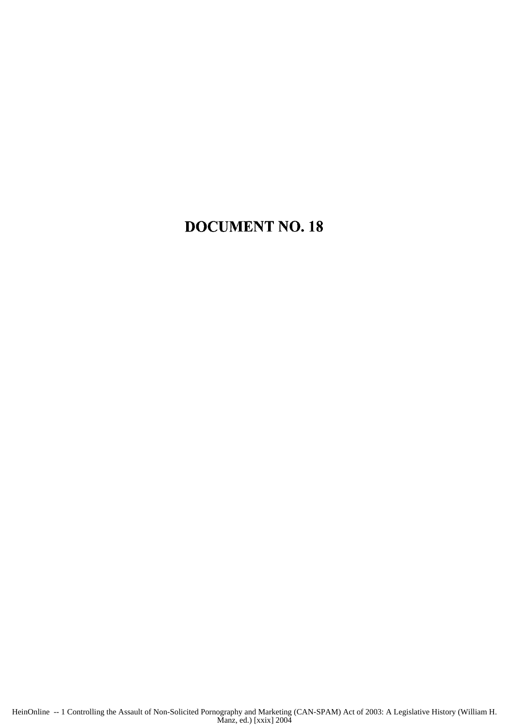# DOCUMENT NO. 18